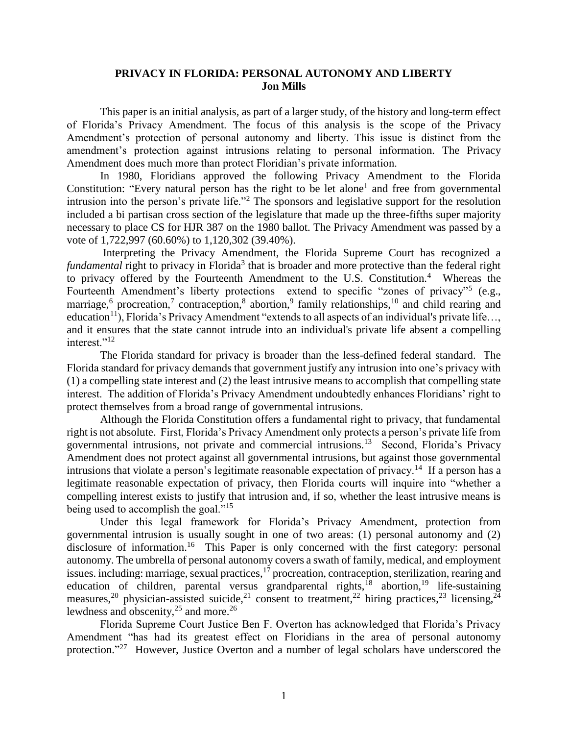# PRIVACY IN FLORIDA: PERSONAL AUTONOMY AND LIBERTY
**Jon Mills**

This paper is an initial analysis, as part of a larger study, of the history and long-term effect of Florida's Privacy Amendment. The focus of this analysis is the scope of the Privacy Amendment's protection of personal autonomy and liberty. This issue is distinct from the amendment's protection against intrusions relating to personal information. The Privacy Amendment does much more than protect Floridian's private information.

In 1980, Floridians approved the following Privacy Amendment to the Florida Constitution: "Every natural person has the right to be let alone[1] and free from governmental intrusion into the person's private life."[2] The sponsors and legislative support for the resolution included a bi partisan cross section of the legislature that made up the three-fifths super majority necessary to place CS for HJR 387 on the 1980 ballot. The Privacy Amendment was passed by a vote of 1,722,997 (60.60%) to 1,120,302 (39.40%).

Interpreting the Privacy Amendment, the Florida Supreme Court has recognized a *fundamental* right to privacy in Florida[3] that is broader and more protective than the federal right to privacy offered by the Fourteenth Amendment to the U.S. Constitution.[4] Whereas the Fourteenth Amendment's liberty protections extend to specific "zones of privacy"[5] (e.g., marriage,[6] procreation,[7] contraception,[8] abortion,[9] family relationships,[10] and child rearing and education[11]), Florida's Privacy Amendment "extends to all aspects of an individual's private life…, and it ensures that the state cannot intrude into an individual's private life absent a compelling interest."[12]

The Florida standard for privacy is broader than the less-defined federal standard. The Florida standard for privacy demands that government justify any intrusion into one's privacy with (1) a compelling state interest and (2) the least intrusive means to accomplish that compelling state interest. The addition of Florida's Privacy Amendment undoubtedly enhances Floridians' right to protect themselves from a broad range of governmental intrusions.

Although the Florida Constitution offers a fundamental right to privacy, that fundamental right is not absolute. First, Florida's Privacy Amendment only protects a person's private life from governmental intrusions, not private and commercial intrusions.[13] Second, Florida's Privacy Amendment does not protect against all governmental intrusions, but against those governmental intrusions that violate a person's legitimate reasonable expectation of privacy.[14] If a person has a legitimate reasonable expectation of privacy, then Florida courts will inquire into "whether a compelling interest exists to justify that intrusion and, if so, whether the least intrusive means is being used to accomplish the goal."[15]

Under this legal framework for Florida's Privacy Amendment, protection from governmental intrusion is usually sought in one of two areas: (1) personal autonomy and (2) disclosure of information.[16] This Paper is only concerned with the first category: personal autonomy. The umbrella of personal autonomy covers a swath of family, medical, and employment issues. including: marriage, sexual practices,[17] procreation, contraception, sterilization, rearing and education of children, parental versus grandparental rights,[18] abortion,[19] life-sustaining measures,[20] physician-assisted suicide,[21] consent to treatment,[22] hiring practices,[23] licensing,[24] lewdness and obscenity,[25] and more.[26]

Florida Supreme Court Justice Ben F. Overton has acknowledged that Florida's Privacy Amendment "has had its greatest effect on Floridians in the area of personal autonomy protection."[27] However, Justice Overton and a number of legal scholars have underscored the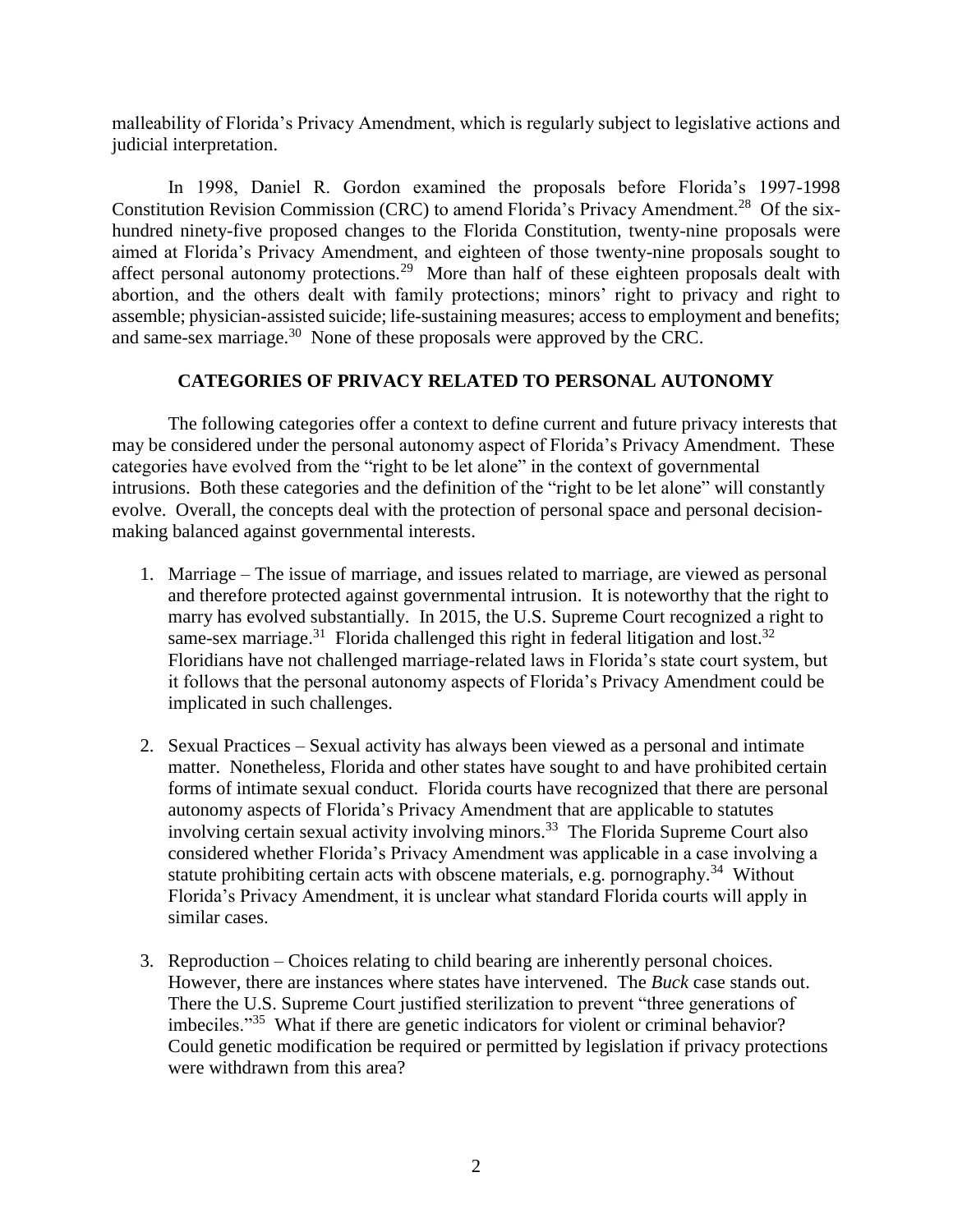malleability of Florida's Privacy Amendment, which is regularly subject to legislative actions and judicial interpretation.

In 1998, Daniel R. Gordon examined the proposals before Florida's 1997-1998 Constitution Revision Commission (CRC) to amend Florida's Privacy Amendment.[28] Of the six-hundred ninety-five proposed changes to the Florida Constitution, twenty-nine proposals were aimed at Florida's Privacy Amendment, and eighteen of those twenty-nine proposals sought to affect personal autonomy protections.[29] More than half of these eighteen proposals dealt with abortion, and the others dealt with family protections; minors' right to privacy and right to assemble; physician-assisted suicide; life-sustaining measures; access to employment and benefits; and same-sex marriage.[30] None of these proposals were approved by the CRC.

## CATEGORIES OF PRIVACY RELATED TO PERSONAL AUTONOMY

The following categories offer a context to define current and future privacy interests that may be considered under the personal autonomy aspect of Florida's Privacy Amendment. These categories have evolved from the "right to be let alone" in the context of governmental intrusions. Both these categories and the definition of the "right to be let alone" will constantly evolve. Overall, the concepts deal with the protection of personal space and personal decision-making balanced against governmental interests.

1. Marriage – The issue of marriage, and issues related to marriage, are viewed as personal and therefore protected against governmental intrusion. It is noteworthy that the right to marry has evolved substantially. In 2015, the U.S. Supreme Court recognized a right to same-sex marriage.[31] Florida challenged this right in federal litigation and lost.[32] Floridians have not challenged marriage-related laws in Florida's state court system, but it follows that the personal autonomy aspects of Florida's Privacy Amendment could be implicated in such challenges.

2. Sexual Practices – Sexual activity has always been viewed as a personal and intimate matter. Nonetheless, Florida and other states have sought to and have prohibited certain forms of intimate sexual conduct. Florida courts have recognized that there are personal autonomy aspects of Florida's Privacy Amendment that are applicable to statutes involving certain sexual activity involving minors.[33] The Florida Supreme Court also considered whether Florida's Privacy Amendment was applicable in a case involving a statute prohibiting certain acts with obscene materials, e.g. pornography.[34] Without Florida's Privacy Amendment, it is unclear what standard Florida courts will apply in similar cases.

3. Reproduction – Choices relating to child bearing are inherently personal choices. However, there are instances where states have intervened. The *Buck* case stands out. There the U.S. Supreme Court justified sterilization to prevent "three generations of imbeciles."[35] What if there are genetic indicators for violent or criminal behavior? Could genetic modification be required or permitted by legislation if privacy protections were withdrawn from this area?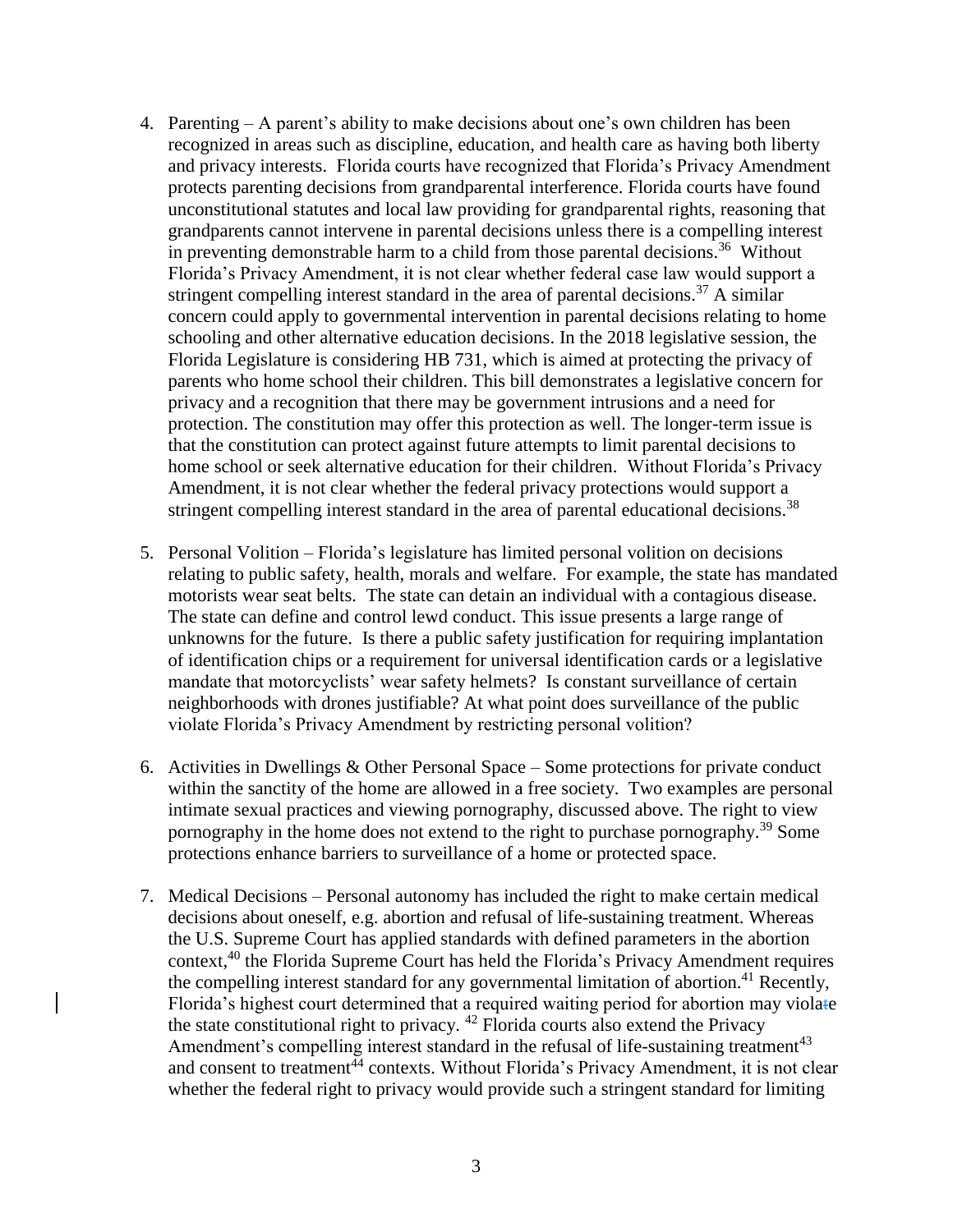4. Parenting – A parent's ability to make decisions about one's own children has been recognized in areas such as discipline, education, and health care as having both liberty and privacy interests. Florida courts have recognized that Florida's Privacy Amendment protects parenting decisions from grandparental interference. Florida courts have found unconstitutional statutes and local law providing for grandparental rights, reasoning that grandparents cannot intervene in parental decisions unless there is a compelling interest in preventing demonstrable harm to a child from those parental decisions.[36] Without Florida's Privacy Amendment, it is not clear whether federal case law would support a stringent compelling interest standard in the area of parental decisions.[37] A similar concern could apply to governmental intervention in parental decisions relating to home schooling and other alternative education decisions. In the 2018 legislative session, the Florida Legislature is considering HB 731, which is aimed at protecting the privacy of parents who home school their children. This bill demonstrates a legislative concern for privacy and a recognition that there may be government intrusions and a need for protection. The constitution may offer this protection as well. The longer-term issue is that the constitution can protect against future attempts to limit parental decisions to home school or seek alternative education for their children. Without Florida's Privacy Amendment, it is not clear whether the federal privacy protections would support a stringent compelling interest standard in the area of parental educational decisions.[38]

5. Personal Volition – Florida's legislature has limited personal volition on decisions relating to public safety, health, morals and welfare. For example, the state has mandated motorists wear seat belts. The state can detain an individual with a contagious disease. The state can define and control lewd conduct. This issue presents a large range of unknowns for the future. Is there a public safety justification for requiring implantation of identification chips or a requirement for universal identification cards or a legislative mandate that motorcyclists' wear safety helmets? Is constant surveillance of certain neighborhoods with drones justifiable? At what point does surveillance of the public violate Florida's Privacy Amendment by restricting personal volition?

6. Activities in Dwellings & Other Personal Space – Some protections for private conduct within the sanctity of the home are allowed in a free society. Two examples are personal intimate sexual practices and viewing pornography, discussed above. The right to view pornography in the home does not extend to the right to purchase pornography.[39] Some protections enhance barriers to surveillance of a home or protected space.

7. Medical Decisions – Personal autonomy has included the right to make certain medical decisions about oneself, e.g. abortion and refusal of life-sustaining treatment. Whereas the U.S. Supreme Court has applied standards with defined parameters in the abortion context,[40] the Florida Supreme Court has held the Florida's Privacy Amendment requires the compelling interest standard for any governmental limitation of abortion.[41] Recently, Florida's highest court determined that a required waiting period for abortion may violate the state constitutional right to privacy. [42] Florida courts also extend the Privacy Amendment's compelling interest standard in the refusal of life-sustaining treatment[43] and consent to treatment[44] contexts. Without Florida's Privacy Amendment, it is not clear whether the federal right to privacy would provide such a stringent standard for limiting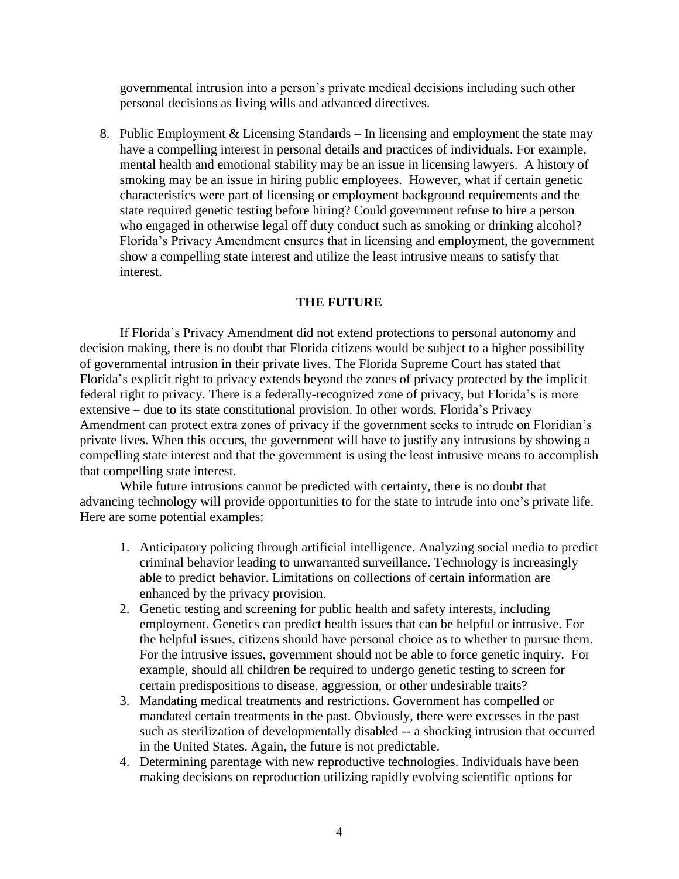governmental intrusion into a person's private medical decisions including such other personal decisions as living wills and advanced directives.

8. Public Employment & Licensing Standards – In licensing and employment the state may have a compelling interest in personal details and practices of individuals. For example, mental health and emotional stability may be an issue in licensing lawyers. A history of smoking may be an issue in hiring public employees. However, what if certain genetic characteristics were part of licensing or employment background requirements and the state required genetic testing before hiring? Could government refuse to hire a person who engaged in otherwise legal off duty conduct such as smoking or drinking alcohol? Florida's Privacy Amendment ensures that in licensing and employment, the government show a compelling state interest and utilize the least intrusive means to satisfy that interest.

**THE FUTURE**

If Florida's Privacy Amendment did not extend protections to personal autonomy and decision making, there is no doubt that Florida citizens would be subject to a higher possibility of governmental intrusion in their private lives. The Florida Supreme Court has stated that Florida's explicit right to privacy extends beyond the zones of privacy protected by the implicit federal right to privacy. There is a federally-recognized zone of privacy, but Florida's is more extensive – due to its state constitutional provision. In other words, Florida's Privacy Amendment can protect extra zones of privacy if the government seeks to intrude on Floridian's private lives. When this occurs, the government will have to justify any intrusions by showing a compelling state interest and that the government is using the least intrusive means to accomplish that compelling state interest.

While future intrusions cannot be predicted with certainty, there is no doubt that advancing technology will provide opportunities to for the state to intrude into one's private life. Here are some potential examples:

1. Anticipatory policing through artificial intelligence. Analyzing social media to predict criminal behavior leading to unwarranted surveillance. Technology is increasingly able to predict behavior. Limitations on collections of certain information are enhanced by the privacy provision.
2. Genetic testing and screening for public health and safety interests, including employment. Genetics can predict health issues that can be helpful or intrusive. For the helpful issues, citizens should have personal choice as to whether to pursue them. For the intrusive issues, government should not be able to force genetic inquiry. For example, should all children be required to undergo genetic testing to screen for certain predispositions to disease, aggression, or other undesirable traits?
3. Mandating medical treatments and restrictions. Government has compelled or mandated certain treatments in the past. Obviously, there were excesses in the past such as sterilization of developmentally disabled -- a shocking intrusion that occurred in the United States. Again, the future is not predictable.
4. Determining parentage with new reproductive technologies. Individuals have been making decisions on reproduction utilizing rapidly evolving scientific options for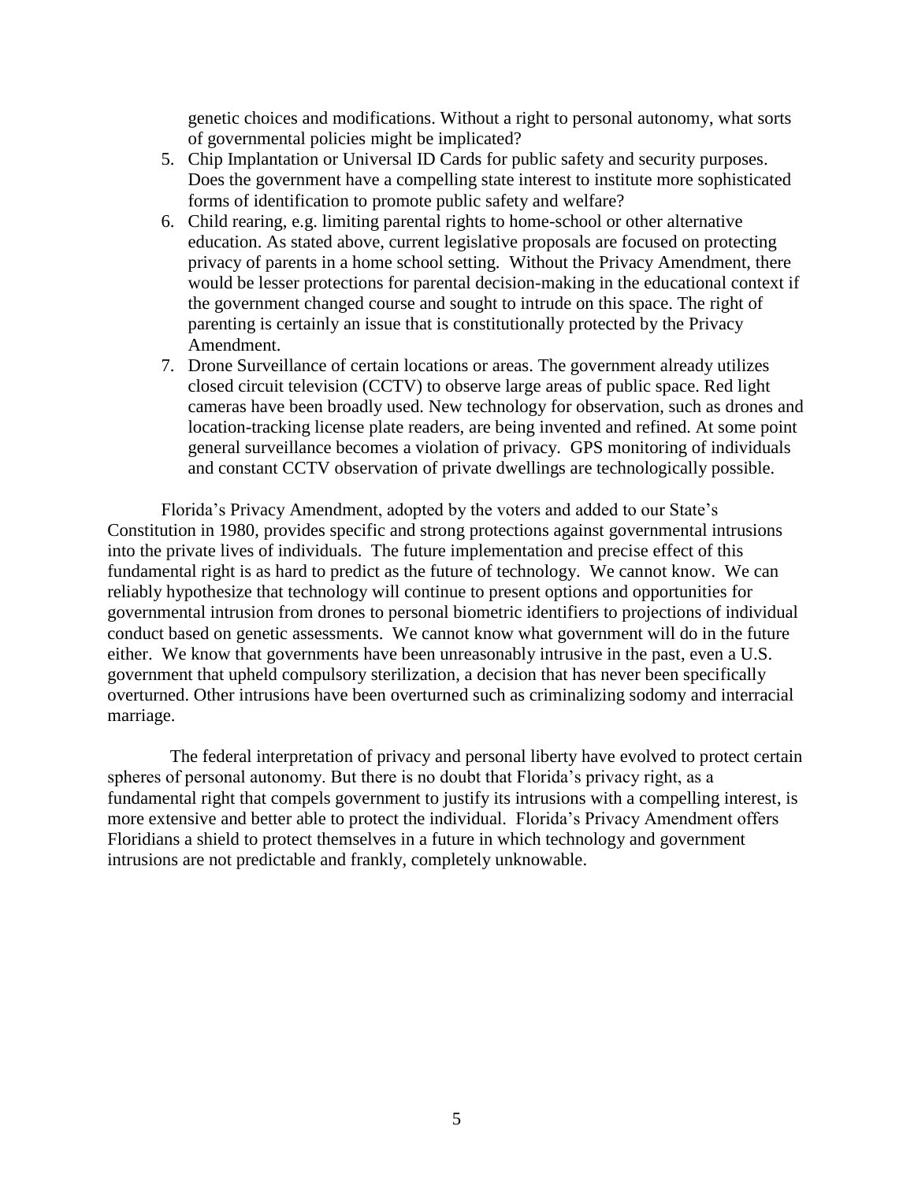genetic choices and modifications. Without a right to personal autonomy, what sorts of governmental policies might be implicated?

5. Chip Implantation or Universal ID Cards for public safety and security purposes. Does the government have a compelling state interest to institute more sophisticated forms of identification to promote public safety and welfare?
6. Child rearing, e.g. limiting parental rights to home-school or other alternative education. As stated above, current legislative proposals are focused on protecting privacy of parents in a home school setting. Without the Privacy Amendment, there would be lesser protections for parental decision-making in the educational context if the government changed course and sought to intrude on this space. The right of parenting is certainly an issue that is constitutionally protected by the Privacy Amendment.
7. Drone Surveillance of certain locations or areas. The government already utilizes closed circuit television (CCTV) to observe large areas of public space. Red light cameras have been broadly used. New technology for observation, such as drones and location-tracking license plate readers, are being invented and refined. At some point general surveillance becomes a violation of privacy. GPS monitoring of individuals and constant CCTV observation of private dwellings are technologically possible.

Florida's Privacy Amendment, adopted by the voters and added to our State's Constitution in 1980, provides specific and strong protections against governmental intrusions into the private lives of individuals. The future implementation and precise effect of this fundamental right is as hard to predict as the future of technology. We cannot know. We can reliably hypothesize that technology will continue to present options and opportunities for governmental intrusion from drones to personal biometric identifiers to projections of individual conduct based on genetic assessments. We cannot know what government will do in the future either. We know that governments have been unreasonably intrusive in the past, even a U.S. government that upheld compulsory sterilization, a decision that has never been specifically overturned. Other intrusions have been overturned such as criminalizing sodomy and interracial marriage.

The federal interpretation of privacy and personal liberty have evolved to protect certain spheres of personal autonomy. But there is no doubt that Florida's privacy right, as a fundamental right that compels government to justify its intrusions with a compelling interest, is more extensive and better able to protect the individual. Florida's Privacy Amendment offers Floridians a shield to protect themselves in a future in which technology and government intrusions are not predictable and frankly, completely unknowable.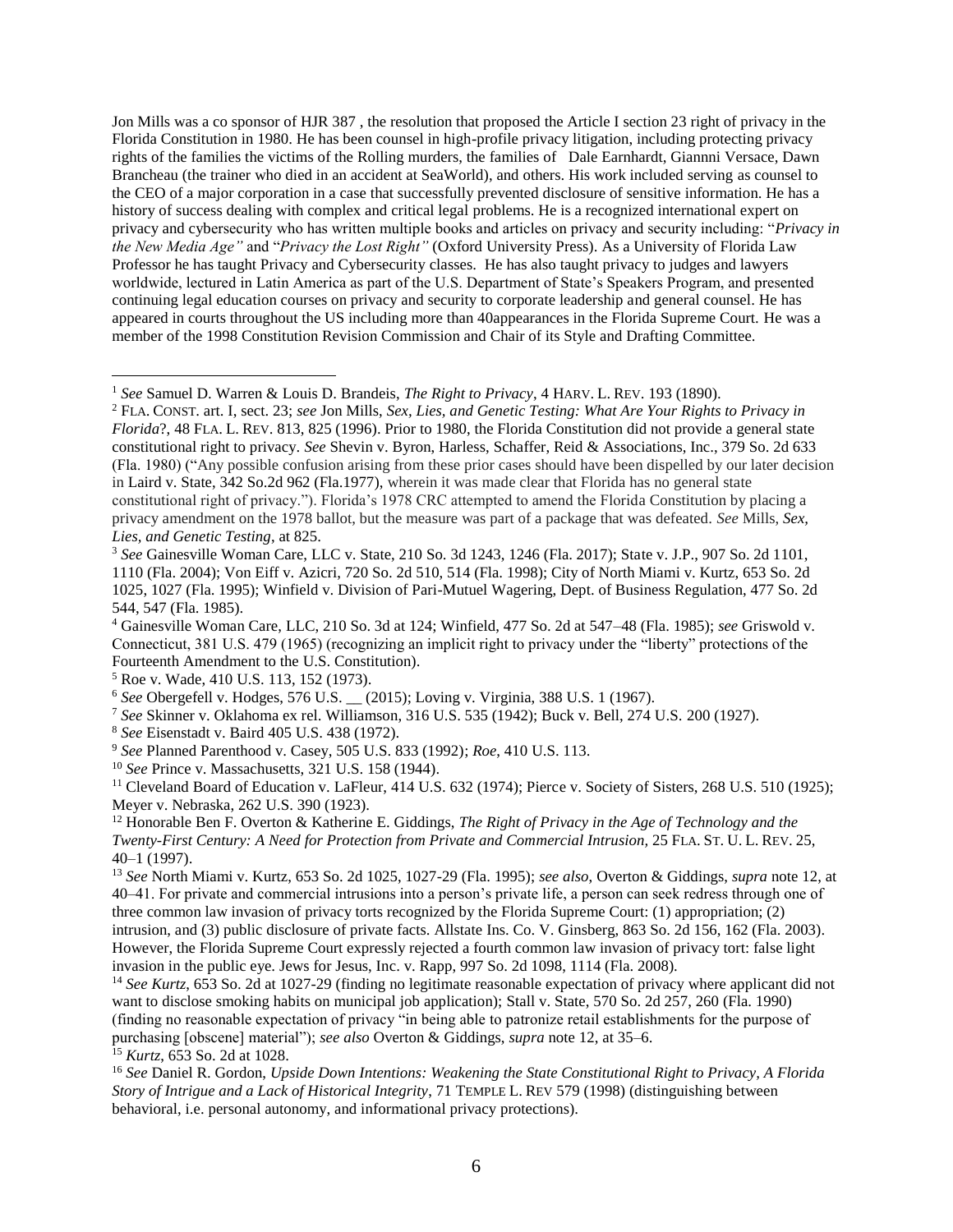Jon Mills was a co sponsor of HJR 387 , the resolution that proposed the Article I section 23 right of privacy in the Florida Constitution in 1980. He has been counsel in high-profile privacy litigation, including protecting privacy rights of the families the victims of the Rolling murders, the families of Dale Earnhardt, Giannni Versace, Dawn Brancheau (the trainer who died in an accident at SeaWorld), and others. His work included serving as counsel to the CEO of a major corporation in a case that successfully prevented disclosure of sensitive information. He has a history of success dealing with complex and critical legal problems. He is a recognized international expert on privacy and cybersecurity who has written multiple books and articles on privacy and security including: "*Privacy in the New Media Age"* and "*Privacy the Lost Right"* (Oxford University Press). As a University of Florida Law Professor he has taught Privacy and Cybersecurity classes. He has also taught privacy to judges and lawyers worldwide, lectured in Latin America as part of the U.S. Department of State's Speakers Program, and presented continuing legal education courses on privacy and security to corporate leadership and general counsel. He has appeared in courts throughout the US including more than 40appearances in the Florida Supreme Court. He was a member of the 1998 Constitution Revision Commission and Chair of its Style and Drafting Committee.

---

[1] *See* Samuel D. Warren & Louis D. Brandeis, *The Right to Privacy*, 4 HARV. L. REV. 193 (1890).

[2] FLA. CONST. art. I, sect. 23; *see* Jon Mills, *Sex, Lies, and Genetic Testing: What Are Your Rights to Privacy in Florida*?, 48 FLA. L. REV. 813, 825 (1996). Prior to 1980, the Florida Constitution did not provide a general state constitutional right to privacy. *See* Shevin v. Byron, Harless, Schaffer, Reid & Associations, Inc., 379 So. 2d 633 (Fla. 1980) ("Any possible confusion arising from these prior cases should have been dispelled by our later decision in Laird v. State, 342 So.2d 962 (Fla.1977), wherein it was made clear that Florida has no general state constitutional right of privacy."). Florida's 1978 CRC attempted to amend the Florida Constitution by placing a privacy amendment on the 1978 ballot, but the measure was part of a package that was defeated. *See* Mills, *Sex, Lies, and Genetic Testing*, at 825.

[3] *See* Gainesville Woman Care, LLC v. State, 210 So. 3d 1243, 1246 (Fla. 2017); State v. J.P., 907 So. 2d 1101, 1110 (Fla. 2004); Von Eiff v. Azicri, 720 So. 2d 510, 514 (Fla. 1998); City of North Miami v. Kurtz, 653 So. 2d 1025, 1027 (Fla. 1995); Winfield v. Division of Pari-Mutuel Wagering, Dept. of Business Regulation, 477 So. 2d 544, 547 (Fla. 1985).

[4] Gainesville Woman Care, LLC, 210 So. 3d at 124; Winfield, 477 So. 2d at 547–48 (Fla. 1985); *see* Griswold v. Connecticut, 381 U.S. 479 (1965) (recognizing an implicit right to privacy under the "liberty" protections of the Fourteenth Amendment to the U.S. Constitution).

[5] Roe v. Wade, 410 U.S. 113, 152 (1973).

[6] *See* Obergefell v. Hodges, 576 U.S. __ (2015); Loving v. Virginia, 388 U.S. 1 (1967).

[7] *See* Skinner v. Oklahoma ex rel. Williamson, 316 U.S. 535 (1942); Buck v. Bell, 274 U.S. 200 (1927).

[8] *See* Eisenstadt v. Baird 405 U.S. 438 (1972).

[9] *See* Planned Parenthood v. Casey, 505 U.S. 833 (1992); *Roe*, 410 U.S. 113.

[10] *See* Prince v. Massachusetts, 321 U.S. 158 (1944).

[11] Cleveland Board of Education v. LaFleur, 414 U.S. 632 (1974); Pierce v. Society of Sisters, 268 U.S. 510 (1925); Meyer v. Nebraska, 262 U.S. 390 (1923).

[12] Honorable Ben F. Overton & Katherine E. Giddings, *The Right of Privacy in the Age of Technology and the Twenty-First Century: A Need for Protection from Private and Commercial Intrusion*, 25 FLA. ST. U. L. REV. 25, 40–1 (1997).

[13] *See* North Miami v. Kurtz, 653 So. 2d 1025, 1027-29 (Fla. 1995); *see also*, Overton & Giddings, *supra* note 12, at 40–41. For private and commercial intrusions into a person's private life, a person can seek redress through one of three common law invasion of privacy torts recognized by the Florida Supreme Court: (1) appropriation; (2) intrusion, and (3) public disclosure of private facts. Allstate Ins. Co. V. Ginsberg, 863 So. 2d 156, 162 (Fla. 2003). However, the Florida Supreme Court expressly rejected a fourth common law invasion of privacy tort: false light invasion in the public eye. Jews for Jesus, Inc. v. Rapp, 997 So. 2d 1098, 1114 (Fla. 2008).

[14] *See Kurtz*, 653 So. 2d at 1027-29 (finding no legitimate reasonable expectation of privacy where applicant did not want to disclose smoking habits on municipal job application); Stall v. State, 570 So. 2d 257, 260 (Fla. 1990) (finding no reasonable expectation of privacy "in being able to patronize retail establishments for the purpose of purchasing [obscene] material"); *see also* Overton & Giddings, *supra* note 12, at 35–6.

[15] *Kurtz*, 653 So. 2d at 1028.

[16] *See* Daniel R. Gordon, *Upside Down Intentions: Weakening the State Constitutional Right to Privacy, A Florida Story of Intrigue and a Lack of Historical Integrity*, 71 TEMPLE L. REV 579 (1998) (distinguishing between behavioral, i.e. personal autonomy, and informational privacy protections).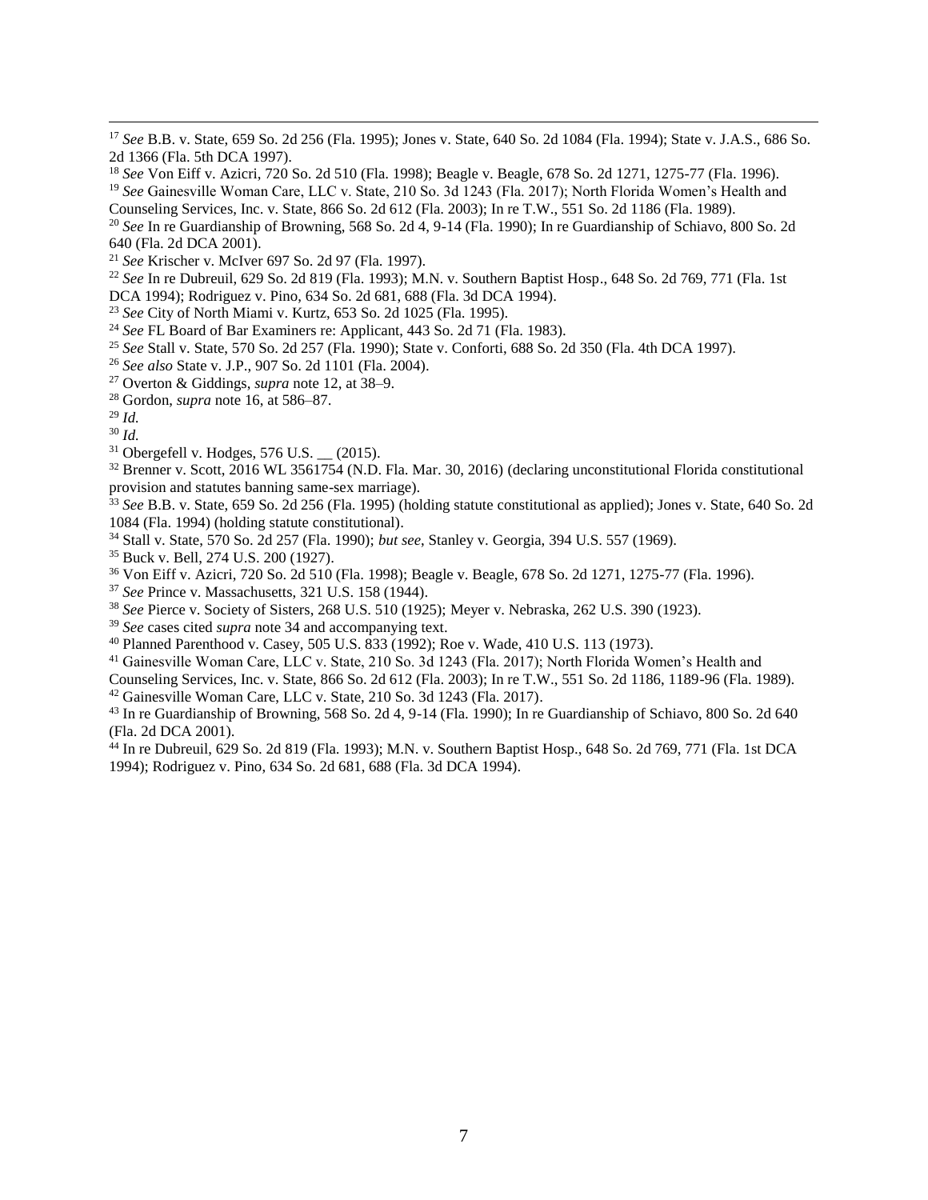[17] *See* B.B. v. State, 659 So. 2d 256 (Fla. 1995); Jones v. State, 640 So. 2d 1084 (Fla. 1994); State v. J.A.S., 686 So. 2d 1366 (Fla. 5th DCA 1997).

[18] *See* Von Eiff v. Azicri, 720 So. 2d 510 (Fla. 1998); Beagle v. Beagle, 678 So. 2d 1271, 1275-77 (Fla. 1996).

[19] *See* Gainesville Woman Care, LLC v. State, 210 So. 3d 1243 (Fla. 2017); North Florida Women's Health and Counseling Services, Inc. v. State, 866 So. 2d 612 (Fla. 2003); In re T.W., 551 So. 2d 1186 (Fla. 1989).

[20] *See* In re Guardianship of Browning, 568 So. 2d 4, 9-14 (Fla. 1990); In re Guardianship of Schiavo, 800 So. 2d 640 (Fla. 2d DCA 2001).

[21] *See* Krischer v. McIver 697 So. 2d 97 (Fla. 1997).

[22] *See* In re Dubreuil, 629 So. 2d 819 (Fla. 1993); M.N. v. Southern Baptist Hosp., 648 So. 2d 769, 771 (Fla. 1st DCA 1994); Rodriguez v. Pino, 634 So. 2d 681, 688 (Fla. 3d DCA 1994).

[23] *See* City of North Miami v. Kurtz, 653 So. 2d 1025 (Fla. 1995).

[24] *See* FL Board of Bar Examiners re: Applicant, 443 So. 2d 71 (Fla. 1983).

[25] *See* Stall v. State, 570 So. 2d 257 (Fla. 1990); State v. Conforti, 688 So. 2d 350 (Fla. 4th DCA 1997).

[26] *See also* State v. J.P., 907 So. 2d 1101 (Fla. 2004).

[27] Overton & Giddings, *supra* note 12, at 38–9.

[28] Gordon, *supra* note 16, at 586–87.

[29] *Id.*

[30] *Id.*

[31] Obergefell v. Hodges, 576 U.S. __ (2015).

[32] Brenner v. Scott, 2016 WL 3561754 (N.D. Fla. Mar. 30, 2016) (declaring unconstitutional Florida constitutional provision and statutes banning same-sex marriage).

[33] *See* B.B. v. State, 659 So. 2d 256 (Fla. 1995) (holding statute constitutional as applied); Jones v. State, 640 So. 2d 1084 (Fla. 1994) (holding statute constitutional).

[34] Stall v. State, 570 So. 2d 257 (Fla. 1990); *but see*, Stanley v. Georgia, 394 U.S. 557 (1969).

[35] Buck v. Bell, 274 U.S. 200 (1927).

[36] Von Eiff v. Azicri, 720 So. 2d 510 (Fla. 1998); Beagle v. Beagle, 678 So. 2d 1271, 1275-77 (Fla. 1996).

[37] *See* Prince v. Massachusetts, 321 U.S. 158 (1944).

[38] *See* Pierce v. Society of Sisters, 268 U.S. 510 (1925); Meyer v. Nebraska, 262 U.S. 390 (1923).

[39] *See* cases cited *supra* note 34 and accompanying text.

[40] Planned Parenthood v. Casey, 505 U.S. 833 (1992); Roe v. Wade, 410 U.S. 113 (1973).

[41] Gainesville Woman Care, LLC v. State, 210 So. 3d 1243 (Fla. 2017); North Florida Women's Health and Counseling Services, Inc. v. State, 866 So. 2d 612 (Fla. 2003); In re T.W., 551 So. 2d 1186, 1189-96 (Fla. 1989).

[42] Gainesville Woman Care, LLC v. State, 210 So. 3d 1243 (Fla. 2017).

[43] In re Guardianship of Browning, 568 So. 2d 4, 9-14 (Fla. 1990); In re Guardianship of Schiavo, 800 So. 2d 640 (Fla. 2d DCA 2001).

[44] In re Dubreuil, 629 So. 2d 819 (Fla. 1993); M.N. v. Southern Baptist Hosp., 648 So. 2d 769, 771 (Fla. 1st DCA 1994); Rodriguez v. Pino, 634 So. 2d 681, 688 (Fla. 3d DCA 1994).